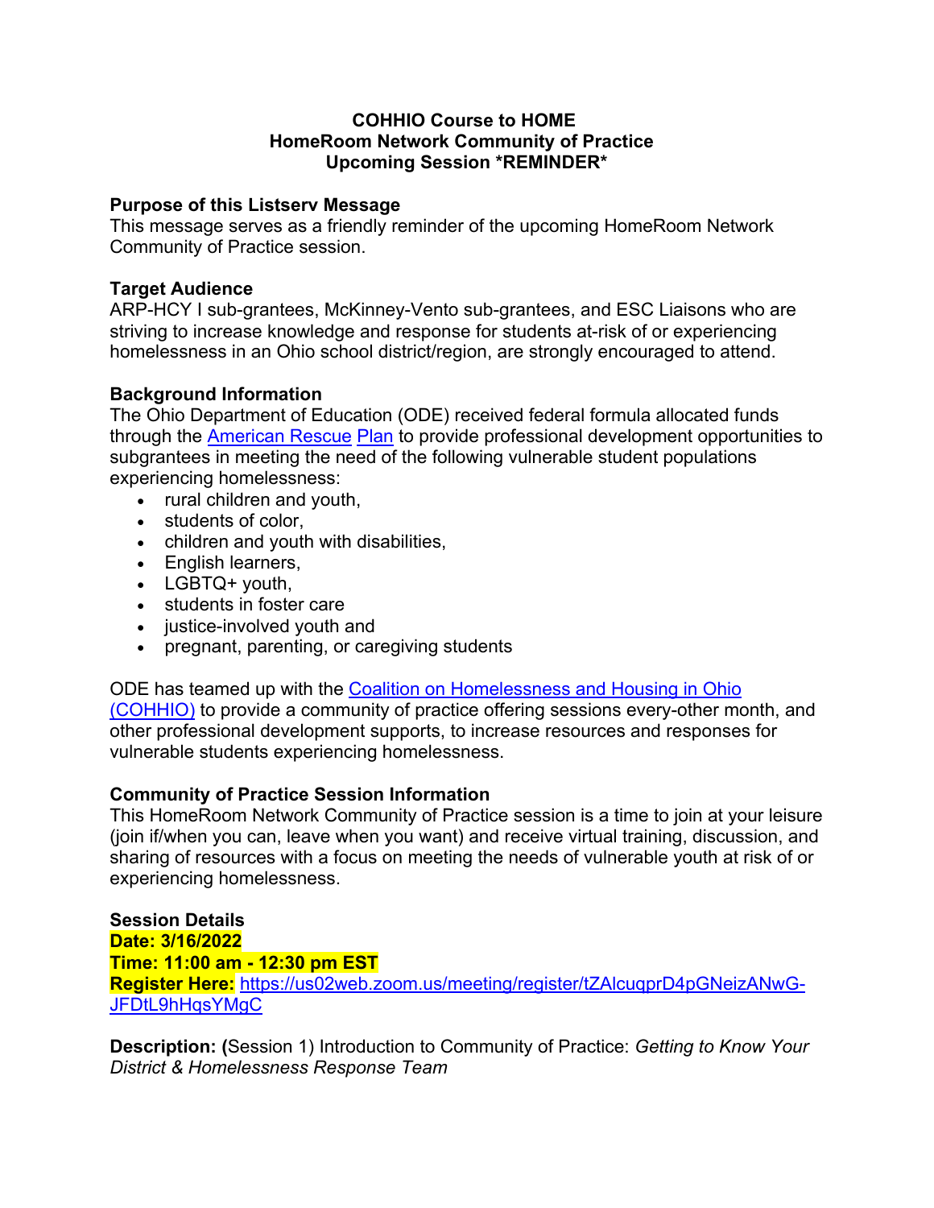**COHHIO Course to HOME**
**HomeRoom Network Community of Practice**
**Upcoming Session *REMINDER***

### Purpose of this Listserv Message

This message serves as a friendly reminder of the upcoming HomeRoom Network Community of Practice session.

### Target Audience

ARP-HCY I sub-grantees, McKinney-Vento sub-grantees, and ESC Liaisons who are striving to increase knowledge and response for students at-risk of or experiencing homelessness in an Ohio school district/region, are strongly encouraged to attend.

### Background Information

The Ohio Department of Education (ODE) received federal formula allocated funds through the American Rescue Plan to provide professional development opportunities to subgrantees in meeting the need of the following vulnerable student populations experiencing homelessness:

- rural children and youth,
- students of color,
- children and youth with disabilities,
- English learners,
- LGBTQ+ youth,
- students in foster care
- justice-involved youth and
- pregnant, parenting, or caregiving students

ODE has teamed up with the Coalition on Homelessness and Housing in Ohio (COHHIO) to provide a community of practice offering sessions every-other month, and other professional development supports, to increase resources and responses for vulnerable students experiencing homelessness.

### Community of Practice Session Information

This HomeRoom Network Community of Practice session is a time to join at your leisure (join if/when you can, leave when you want) and receive virtual training, discussion, and sharing of resources with a focus on meeting the needs of vulnerable youth at risk of or experiencing homelessness.

### Session Details

**Date: 3/16/2022**
**Time: 11:00 am - 12:30 pm EST**
**Register Here:** https://us02web.zoom.us/meeting/register/tZAlcuqprD4pGNeizANwG-JFDtL9hHqsYMgC

**Description: (**Session 1) Introduction to Community of Practice: *Getting to Know Your District & Homelessness Response Team*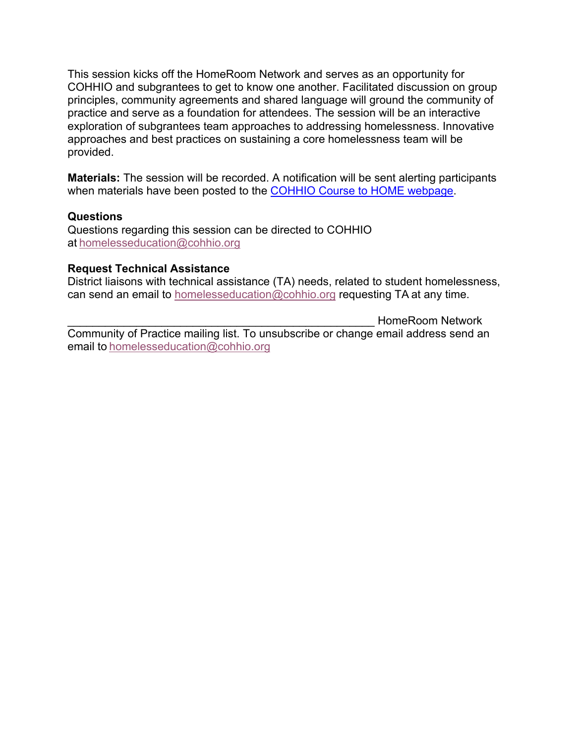This session kicks off the HomeRoom Network and serves as an opportunity for COHHIO and subgrantees to get to know one another. Facilitated discussion on group principles, community agreements and shared language will ground the community of practice and serve as a foundation for attendees. The session will be an interactive exploration of subgrantees team approaches to addressing homelessness. Innovative approaches and best practices on sustaining a core homelessness team will be provided.

**Materials:** The session will be recorded. A notification will be sent alerting participants when materials have been posted to the COHHIO Course to HOME webpage.

**Questions**
Questions regarding this session can be directed to COHHIO at homelesseducation@cohhio.org

**Request Technical Assistance**
District liaisons with technical assistance (TA) needs, related to student homelessness, can send an email to homelesseducation@cohhio.org requesting TA at any time.

_____________________________________________ HomeRoom Network Community of Practice mailing list. To unsubscribe or change email address send an email to homelesseducation@cohhio.org